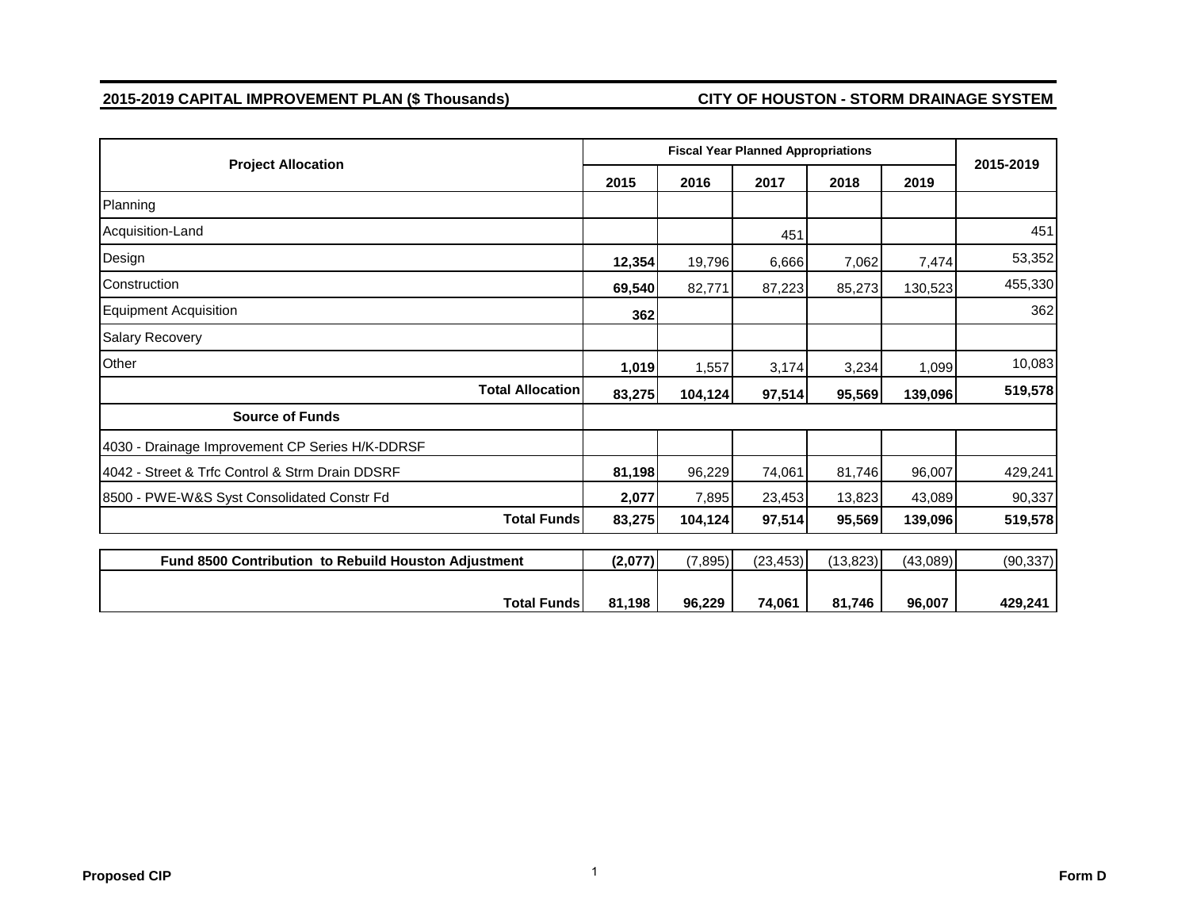**2015-2019 CAPITAL IMPROVEMENT PLAN ($ Thousands)** **CITY OF HOUSTON - STORM DRAINAGE SYSTEM**

| Project Allocation | Fiscal Year Planned Appropriations | | | | | 2015-2019 |
|---|---|---|---|---|---|---|
| | 2015 | 2016 | 2017 | 2018 | 2019 | |
| Planning | | | | | | |
| Acquisition-Land | | | 451 | | | 451 |
| Design | **12,354** | 19,796 | 6,666 | 7,062 | 7,474 | 53,352 |
| Construction | **69,540** | 82,771 | 87,223 | 85,273 | 130,523 | 455,330 |
| Equipment Acquisition | **362** | | | | | 362 |
| Salary Recovery | | | | | | |
| Other | **1,019** | 1,557 | 3,174 | 3,234 | 1,099 | 10,083 |
| **Total Allocation** | **83,275** | **104,124** | **97,514** | **95,569** | **139,096** | **519,578** |
| **Source of Funds** | | | | | | |
| 4030 - Drainage Improvement CP Series H/K-DDRSF | | | | | | |
| 4042 - Street & Trfc Control & Strm Drain DDSRF | **81,198** | 96,229 | 74,061 | 81,746 | 96,007 | 429,241 |
| 8500 - PWE-W&S Syst Consolidated Constr Fd | **2,077** | 7,895 | 23,453 | 13,823 | 43,089 | 90,337 |
| **Total Funds** | **83,275** | **104,124** | **97,514** | **95,569** | **139,096** | **519,578** |

| | | | | | | |
|---|---|---|---|---|---|---|
| **Fund 8500 Contribution to Rebuild Houston Adjustment** | **(2,077)** | (7,895) | (23,453) | (13,823) | (43,089) | (90,337) |
| **Total Funds** | **81,198** | **96,229** | **74,061** | **81,746** | **96,007** | **429,241** |

**Proposed CIP** **Form D**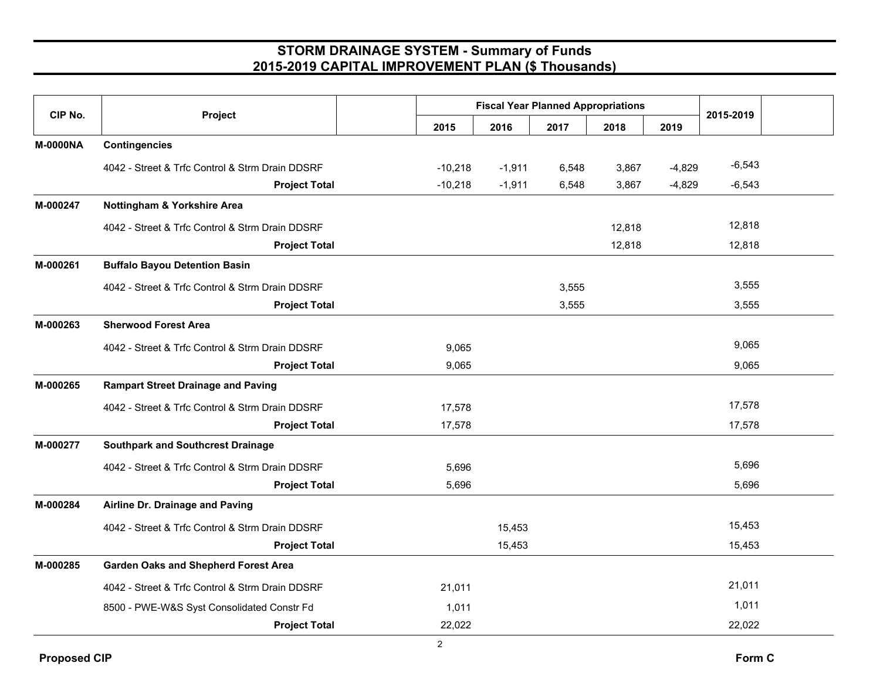## STORM DRAINAGE SYSTEM - Summary of Funds
## 2015-2019 CAPITAL IMPROVEMENT PLAN ($ Thousands)

| CIP No. | Project | | Fiscal Year Planned Appropriations | | | | | 2015-2019 | |
|---|---|---|---|---|---|---|---|---|---|
| | | | 2015 | 2016 | 2017 | 2018 | 2019 | | |
| **M-0000NA** | **Contingencies** | | | | | | | | |
| | 4042 - Street & Trfc Control & Strm Drain DDSRF | | -10,218 | -1,911 | 6,548 | 3,867 | -4,829 | -6,543 | |
| | **Project Total** | | -10,218 | -1,911 | 6,548 | 3,867 | -4,829 | -6,543 | |
| **M-000247** | **Nottingham & Yorkshire Area** | | | | | | | | |
| | 4042 - Street & Trfc Control & Strm Drain DDSRF | | | | | 12,818 | | 12,818 | |
| | **Project Total** | | | | | 12,818 | | 12,818 | |
| **M-000261** | **Buffalo Bayou Detention Basin** | | | | | | | | |
| | 4042 - Street & Trfc Control & Strm Drain DDSRF | | | | 3,555 | | | 3,555 | |
| | **Project Total** | | | | 3,555 | | | 3,555 | |
| **M-000263** | **Sherwood Forest Area** | | | | | | | | |
| | 4042 - Street & Trfc Control & Strm Drain DDSRF | | 9,065 | | | | | 9,065 | |
| | **Project Total** | | 9,065 | | | | | 9,065 | |
| **M-000265** | **Rampart Street Drainage and Paving** | | | | | | | | |
| | 4042 - Street & Trfc Control & Strm Drain DDSRF | | 17,578 | | | | | 17,578 | |
| | **Project Total** | | 17,578 | | | | | 17,578 | |
| **M-000277** | **Southpark and Southcrest Drainage** | | | | | | | | |
| | 4042 - Street & Trfc Control & Strm Drain DDSRF | | 5,696 | | | | | 5,696 | |
| | **Project Total** | | 5,696 | | | | | 5,696 | |
| **M-000284** | **Airline Dr. Drainage and Paving** | | | | | | | | |
| | 4042 - Street & Trfc Control & Strm Drain DDSRF | | | 15,453 | | | | 15,453 | |
| | **Project Total** | | | 15,453 | | | | 15,453 | |
| **M-000285** | **Garden Oaks and Shepherd Forest Area** | | | | | | | | |
| | 4042 - Street & Trfc Control & Strm Drain DDSRF | | 21,011 | | | | | 21,011 | |
| | 8500 - PWE-W&S Syst Consolidated Constr Fd | | 1,011 | | | | | 1,011 | |
| | **Project Total** | | 22,022 | | | | | 22,022 | |

**Proposed CIP** **Form C**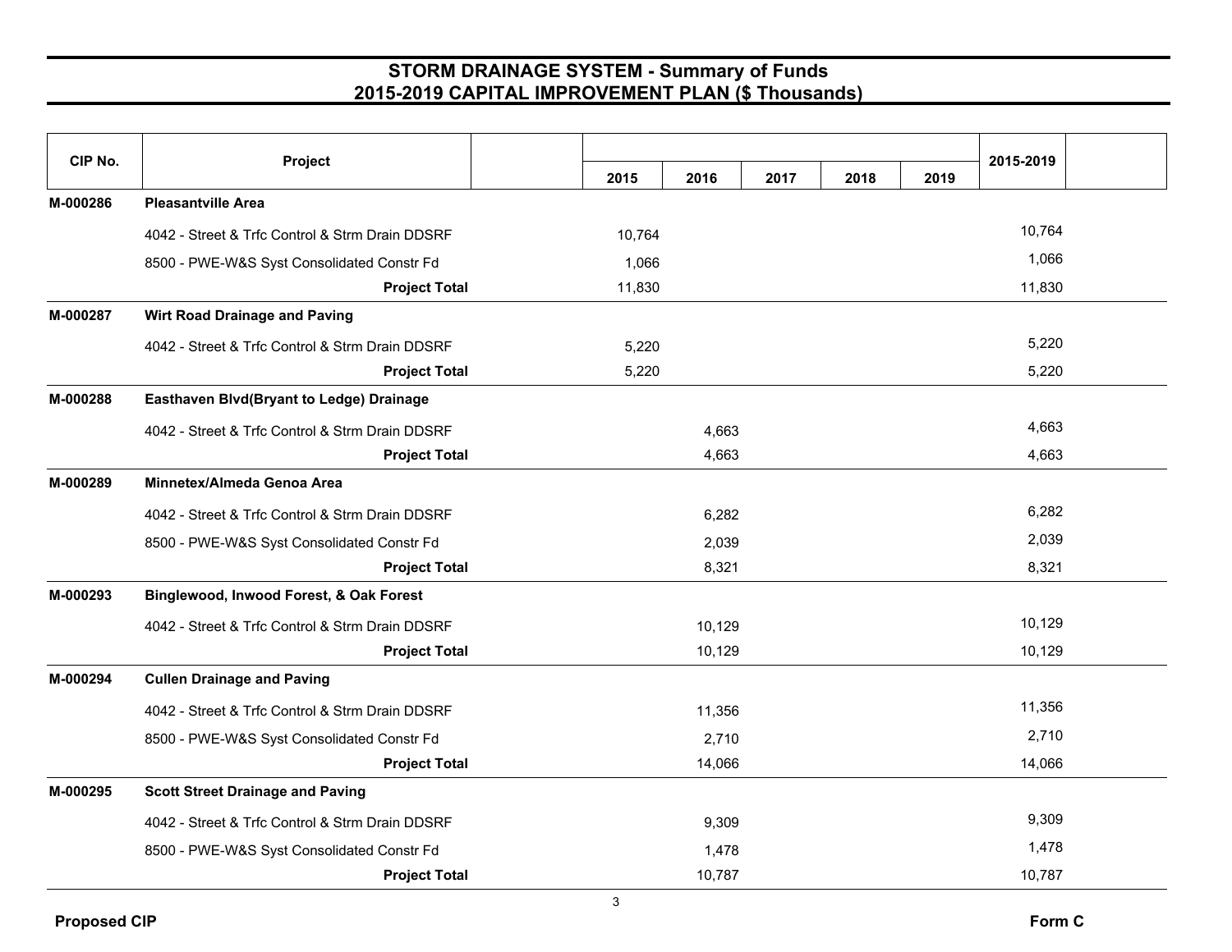# STORM DRAINAGE SYSTEM - Summary of Funds
## 2015-2019 CAPITAL IMPROVEMENT PLAN ($ Thousands)

| CIP No. | Project | 2015 | 2016 | 2017 | 2018 | 2019 | 2015-2019 |
|---|---|---|---|---|---|---|---|
| **M-000286** | **Pleasantville Area** | | | | | | |
| | 4042 - Street & Trfc Control & Strm Drain DDSRF | 10,764 | | | | | 10,764 |
| | 8500 - PWE-W&S Syst Consolidated Constr Fd | 1,066 | | | | | 1,066 |
| | **Project Total** | 11,830 | | | | | 11,830 |
| **M-000287** | **Wirt Road Drainage and Paving** | | | | | | |
| | 4042 - Street & Trfc Control & Strm Drain DDSRF | 5,220 | | | | | 5,220 |
| | **Project Total** | 5,220 | | | | | 5,220 |
| **M-000288** | **Easthaven Blvd(Bryant to Ledge) Drainage** | | | | | | |
| | 4042 - Street & Trfc Control & Strm Drain DDSRF | | 4,663 | | | | 4,663 |
| | **Project Total** | | 4,663 | | | | 4,663 |
| **M-000289** | **Minnetex/Almeda Genoa Area** | | | | | | |
| | 4042 - Street & Trfc Control & Strm Drain DDSRF | | 6,282 | | | | 6,282 |
| | 8500 - PWE-W&S Syst Consolidated Constr Fd | | 2,039 | | | | 2,039 |
| | **Project Total** | | 8,321 | | | | 8,321 |
| **M-000293** | **Binglewood, Inwood Forest, & Oak Forest** | | | | | | |
| | 4042 - Street & Trfc Control & Strm Drain DDSRF | | 10,129 | | | | 10,129 |
| | **Project Total** | | 10,129 | | | | 10,129 |
| **M-000294** | **Cullen Drainage and Paving** | | | | | | |
| | 4042 - Street & Trfc Control & Strm Drain DDSRF | | 11,356 | | | | 11,356 |
| | 8500 - PWE-W&S Syst Consolidated Constr Fd | | 2,710 | | | | 2,710 |
| | **Project Total** | | 14,066 | | | | 14,066 |
| **M-000295** | **Scott Street Drainage and Paving** | | | | | | |
| | 4042 - Street & Trfc Control & Strm Drain DDSRF | | 9,309 | | | | 9,309 |
| | 8500 - PWE-W&S Syst Consolidated Constr Fd | | 1,478 | | | | 1,478 |
| | **Project Total** | | 10,787 | | | | 10,787 |

**Proposed CIP** **Form C**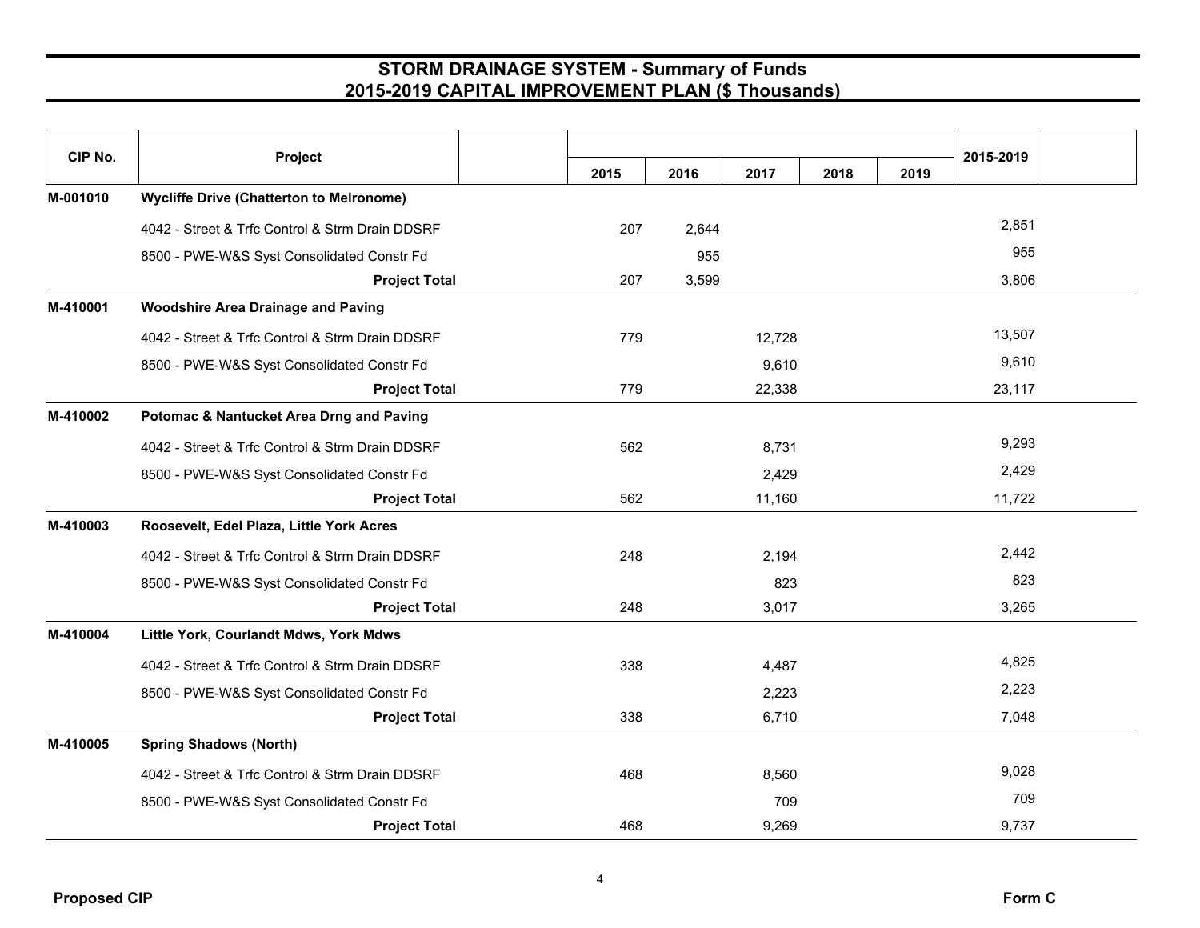# STORM DRAINAGE SYSTEM - Summary of Funds
## 2015-2019 CAPITAL IMPROVEMENT PLAN ($ Thousands)

| CIP No. | Project | 2015 | 2016 | 2017 | 2018 | 2019 | 2015-2019 |
|---|---|---|---|---|---|---|---|
| M-001010 | **Wycliffe Drive (Chatterton to Melronome)** | | | | | | |
| | 4042 - Street & Trfc Control & Strm Drain DDSRF | 207 | 2,644 | | | | 2,851 |
| | 8500 - PWE-W&S Syst Consolidated Constr Fd | | 955 | | | | 955 |
| | **Project Total** | 207 | 3,599 | | | | 3,806 |
| M-410001 | **Woodshire Area Drainage and Paving** | | | | | | |
| | 4042 - Street & Trfc Control & Strm Drain DDSRF | 779 | | 12,728 | | | 13,507 |
| | 8500 - PWE-W&S Syst Consolidated Constr Fd | | | 9,610 | | | 9,610 |
| | **Project Total** | 779 | | 22,338 | | | 23,117 |
| M-410002 | **Potomac & Nantucket Area Drng and Paving** | | | | | | |
| | 4042 - Street & Trfc Control & Strm Drain DDSRF | 562 | | 8,731 | | | 9,293 |
| | 8500 - PWE-W&S Syst Consolidated Constr Fd | | | 2,429 | | | 2,429 |
| | **Project Total** | 562 | | 11,160 | | | 11,722 |
| M-410003 | **Roosevelt, Edel Plaza, Little York Acres** | | | | | | |
| | 4042 - Street & Trfc Control & Strm Drain DDSRF | 248 | | 2,194 | | | 2,442 |
| | 8500 - PWE-W&S Syst Consolidated Constr Fd | | | 823 | | | 823 |
| | **Project Total** | 248 | | 3,017 | | | 3,265 |
| M-410004 | **Little York, Courlandt Mdws, York Mdws** | | | | | | |
| | 4042 - Street & Trfc Control & Strm Drain DDSRF | 338 | | 4,487 | | | 4,825 |
| | 8500 - PWE-W&S Syst Consolidated Constr Fd | | | 2,223 | | | 2,223 |
| | **Project Total** | 338 | | 6,710 | | | 7,048 |
| M-410005 | **Spring Shadows (North)** | | | | | | |
| | 4042 - Street & Trfc Control & Strm Drain DDSRF | 468 | | 8,560 | | | 9,028 |
| | 8500 - PWE-W&S Syst Consolidated Constr Fd | | | 709 | | | 709 |
| | **Project Total** | 468 | | 9,269 | | | 9,737 |

**Proposed CIP** **Form C**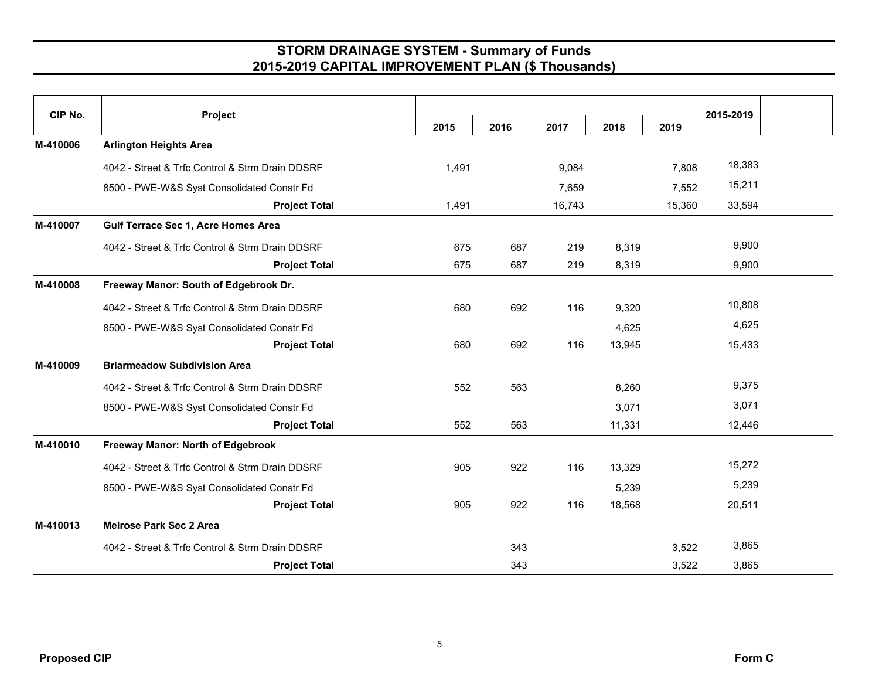# STORM DRAINAGE SYSTEM - Summary of Funds
## 2015-2019 CAPITAL IMPROVEMENT PLAN ($ Thousands)

| CIP No. | Project | 2015 | 2016 | 2017 | 2018 | 2019 | 2015-2019 |
|---|---|---|---|---|---|---|---|
| M-410006 | **Arlington Heights Area** | | | | | | |
| | 4042 - Street & Trfc Control & Strm Drain DDSRF | 1,491 | | 9,084 | | 7,808 | 18,383 |
| | 8500 - PWE-W&S Syst Consolidated Constr Fd | | | 7,659 | | 7,552 | 15,211 |
| | **Project Total** | 1,491 | | 16,743 | | 15,360 | 33,594 |
| M-410007 | **Gulf Terrace Sec 1, Acre Homes Area** | | | | | | |
| | 4042 - Street & Trfc Control & Strm Drain DDSRF | 675 | 687 | 219 | 8,319 | | 9,900 |
| | **Project Total** | 675 | 687 | 219 | 8,319 | | 9,900 |
| M-410008 | **Freeway Manor: South of Edgebrook Dr.** | | | | | | |
| | 4042 - Street & Trfc Control & Strm Drain DDSRF | 680 | 692 | 116 | 9,320 | | 10,808 |
| | 8500 - PWE-W&S Syst Consolidated Constr Fd | | | | 4,625 | | 4,625 |
| | **Project Total** | 680 | 692 | 116 | 13,945 | | 15,433 |
| M-410009 | **Briarmeadow Subdivision Area** | | | | | | |
| | 4042 - Street & Trfc Control & Strm Drain DDSRF | 552 | 563 | | 8,260 | | 9,375 |
| | 8500 - PWE-W&S Syst Consolidated Constr Fd | | | | 3,071 | | 3,071 |
| | **Project Total** | 552 | 563 | | 11,331 | | 12,446 |
| M-410010 | **Freeway Manor: North of Edgebrook** | | | | | | |
| | 4042 - Street & Trfc Control & Strm Drain DDSRF | 905 | 922 | 116 | 13,329 | | 15,272 |
| | 8500 - PWE-W&S Syst Consolidated Constr Fd | | | | 5,239 | | 5,239 |
| | **Project Total** | 905 | 922 | 116 | 18,568 | | 20,511 |
| M-410013 | **Melrose Park Sec 2 Area** | | | | | | |
| | 4042 - Street & Trfc Control & Strm Drain DDSRF | | 343 | | | 3,522 | 3,865 |
| | **Project Total** | | 343 | | | 3,522 | 3,865 |

**Proposed CIP** **Form C**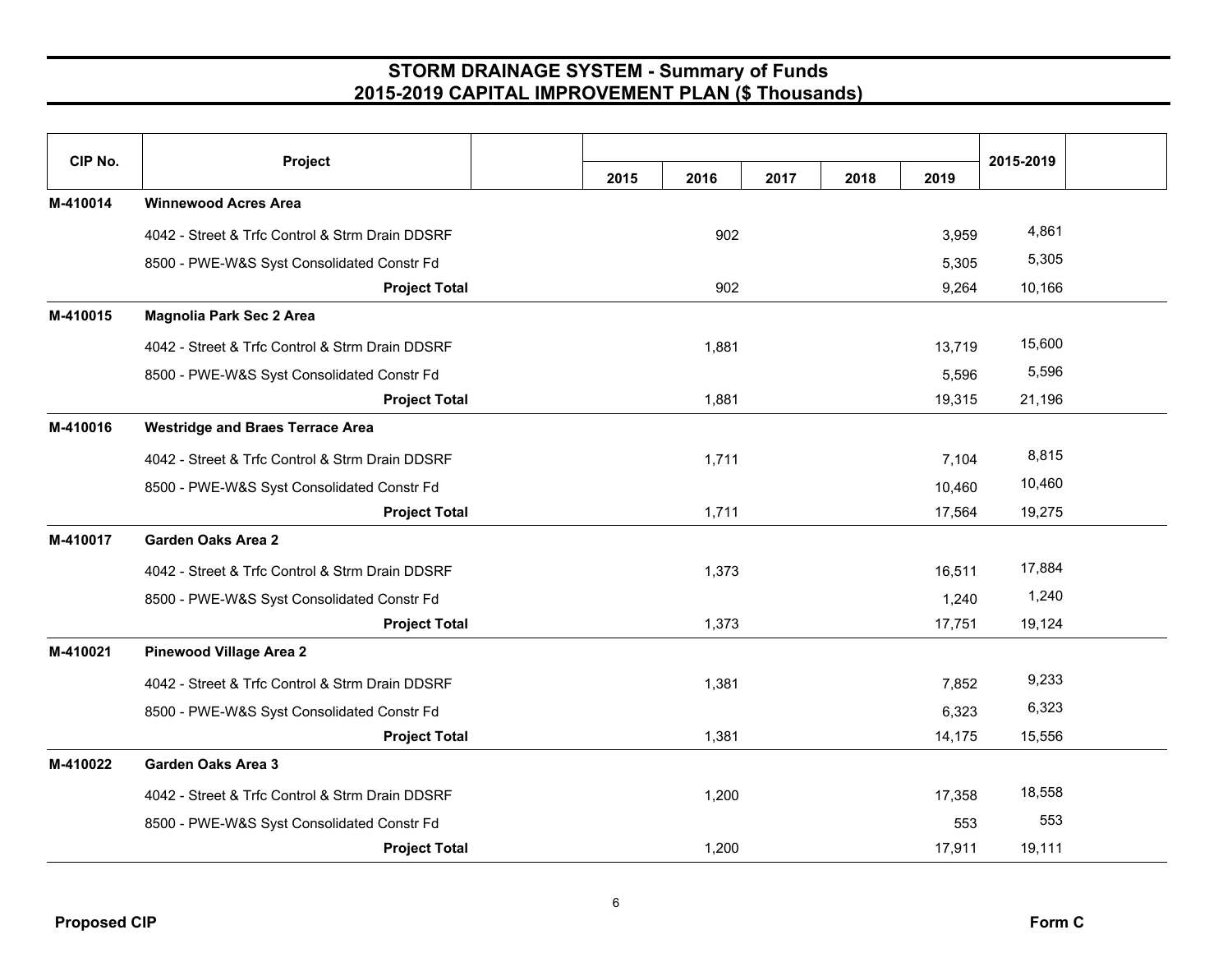## STORM DRAINAGE SYSTEM - Summary of Funds
## 2015-2019 CAPITAL IMPROVEMENT PLAN ($ Thousands)

| CIP No. | Project | 2015 | 2016 | 2017 | 2018 | 2019 | 2015-2019 |
|---|---|---|---|---|---|---|---|
| M-410014 | **Winnewood Acres Area** | | | | | | |
| | 4042 - Street & Trfc Control & Strm Drain DDSRF | | 902 | | | 3,959 | 4,861 |
| | 8500 - PWE-W&S Syst Consolidated Constr Fd | | | | | 5,305 | 5,305 |
| | **Project Total** | | 902 | | | 9,264 | 10,166 |
| M-410015 | **Magnolia Park Sec 2 Area** | | | | | | |
| | 4042 - Street & Trfc Control & Strm Drain DDSRF | | 1,881 | | | 13,719 | 15,600 |
| | 8500 - PWE-W&S Syst Consolidated Constr Fd | | | | | 5,596 | 5,596 |
| | **Project Total** | | 1,881 | | | 19,315 | 21,196 |
| M-410016 | **Westridge and Braes Terrace Area** | | | | | | |
| | 4042 - Street & Trfc Control & Strm Drain DDSRF | | 1,711 | | | 7,104 | 8,815 |
| | 8500 - PWE-W&S Syst Consolidated Constr Fd | | | | | 10,460 | 10,460 |
| | **Project Total** | | 1,711 | | | 17,564 | 19,275 |
| M-410017 | **Garden Oaks Area 2** | | | | | | |
| | 4042 - Street & Trfc Control & Strm Drain DDSRF | | 1,373 | | | 16,511 | 17,884 |
| | 8500 - PWE-W&S Syst Consolidated Constr Fd | | | | | 1,240 | 1,240 |
| | **Project Total** | | 1,373 | | | 17,751 | 19,124 |
| M-410021 | **Pinewood Village Area 2** | | | | | | |
| | 4042 - Street & Trfc Control & Strm Drain DDSRF | | 1,381 | | | 7,852 | 9,233 |
| | 8500 - PWE-W&S Syst Consolidated Constr Fd | | | | | 6,323 | 6,323 |
| | **Project Total** | | 1,381 | | | 14,175 | 15,556 |
| M-410022 | **Garden Oaks Area 3** | | | | | | |
| | 4042 - Street & Trfc Control & Strm Drain DDSRF | | 1,200 | | | 17,358 | 18,558 |
| | 8500 - PWE-W&S Syst Consolidated Constr Fd | | | | | 553 | 553 |
| | **Project Total** | | 1,200 | | | 17,911 | 19,111 |

**Proposed CIP** **Form C**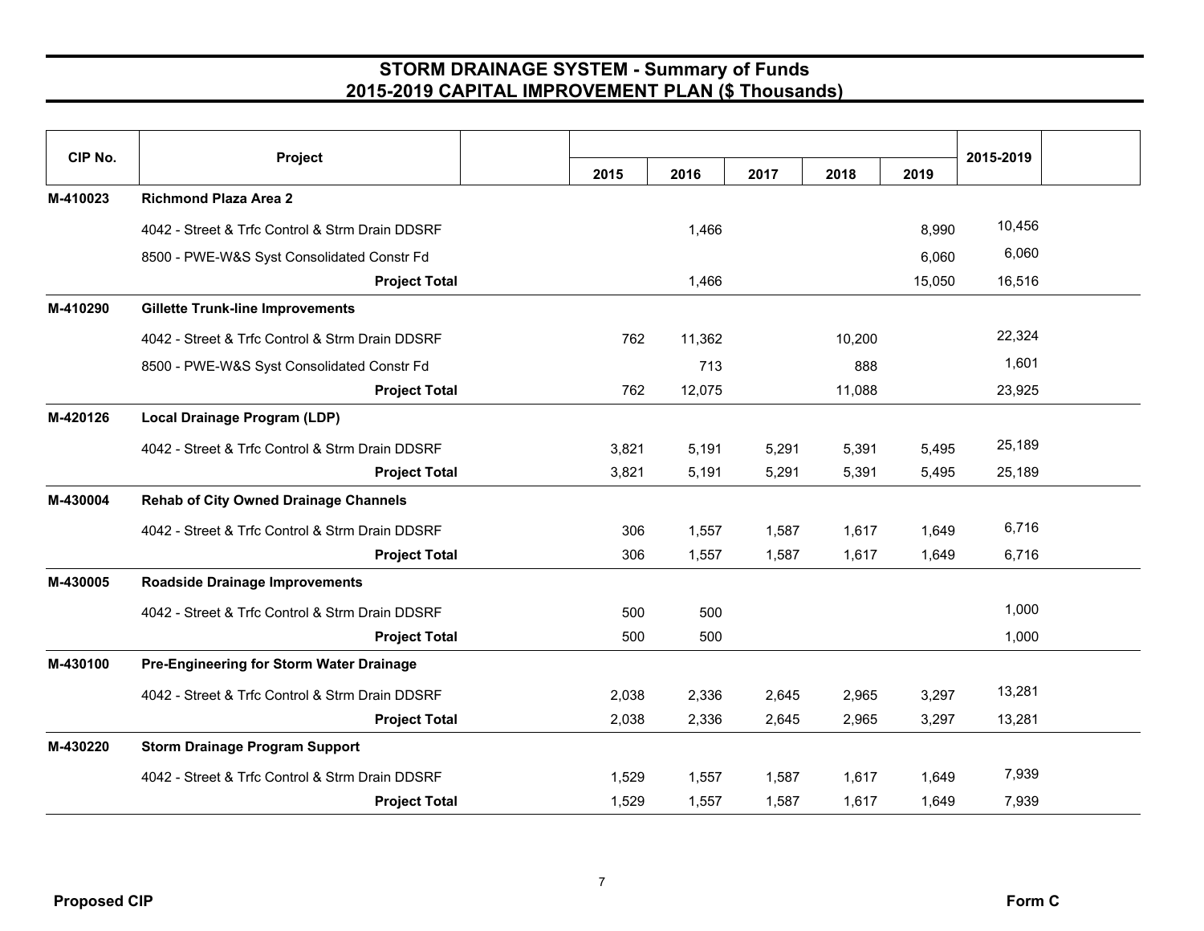# STORM DRAINAGE SYSTEM - Summary of Funds
## 2015-2019 CAPITAL IMPROVEMENT PLAN ($ Thousands)

| CIP No. | Project | 2015 | 2016 | 2017 | 2018 | 2019 | 2015-2019 |
|---|---|---|---|---|---|---|---|
| M-410023 | **Richmond Plaza Area 2** | | | | | | |
| | 4042 - Street & Trfc Control & Strm Drain DDSRF | | 1,466 | | | 8,990 | 10,456 |
| | 8500 - PWE-W&S Syst Consolidated Constr Fd | | | | | 6,060 | 6,060 |
| | **Project Total** | | 1,466 | | | 15,050 | 16,516 |
| M-410290 | **Gillette Trunk-line Improvements** | | | | | | |
| | 4042 - Street & Trfc Control & Strm Drain DDSRF | 762 | 11,362 | | 10,200 | | 22,324 |
| | 8500 - PWE-W&S Syst Consolidated Constr Fd | | 713 | | 888 | | 1,601 |
| | **Project Total** | 762 | 12,075 | | 11,088 | | 23,925 |
| M-420126 | **Local Drainage Program (LDP)** | | | | | | |
| | 4042 - Street & Trfc Control & Strm Drain DDSRF | 3,821 | 5,191 | 5,291 | 5,391 | 5,495 | 25,189 |
| | **Project Total** | 3,821 | 5,191 | 5,291 | 5,391 | 5,495 | 25,189 |
| M-430004 | **Rehab of City Owned Drainage Channels** | | | | | | |
| | 4042 - Street & Trfc Control & Strm Drain DDSRF | 306 | 1,557 | 1,587 | 1,617 | 1,649 | 6,716 |
| | **Project Total** | 306 | 1,557 | 1,587 | 1,617 | 1,649 | 6,716 |
| M-430005 | **Roadside Drainage Improvements** | | | | | | |
| | 4042 - Street & Trfc Control & Strm Drain DDSRF | 500 | 500 | | | | 1,000 |
| | **Project Total** | 500 | 500 | | | | 1,000 |
| M-430100 | **Pre-Engineering for Storm Water Drainage** | | | | | | |
| | 4042 - Street & Trfc Control & Strm Drain DDSRF | 2,038 | 2,336 | 2,645 | 2,965 | 3,297 | 13,281 |
| | **Project Total** | 2,038 | 2,336 | 2,645 | 2,965 | 3,297 | 13,281 |
| M-430220 | **Storm Drainage Program Support** | | | | | | |
| | 4042 - Street & Trfc Control & Strm Drain DDSRF | 1,529 | 1,557 | 1,587 | 1,617 | 1,649 | 7,939 |
| | **Project Total** | 1,529 | 1,557 | 1,587 | 1,617 | 1,649 | 7,939 |

**Proposed CIP** **Form C**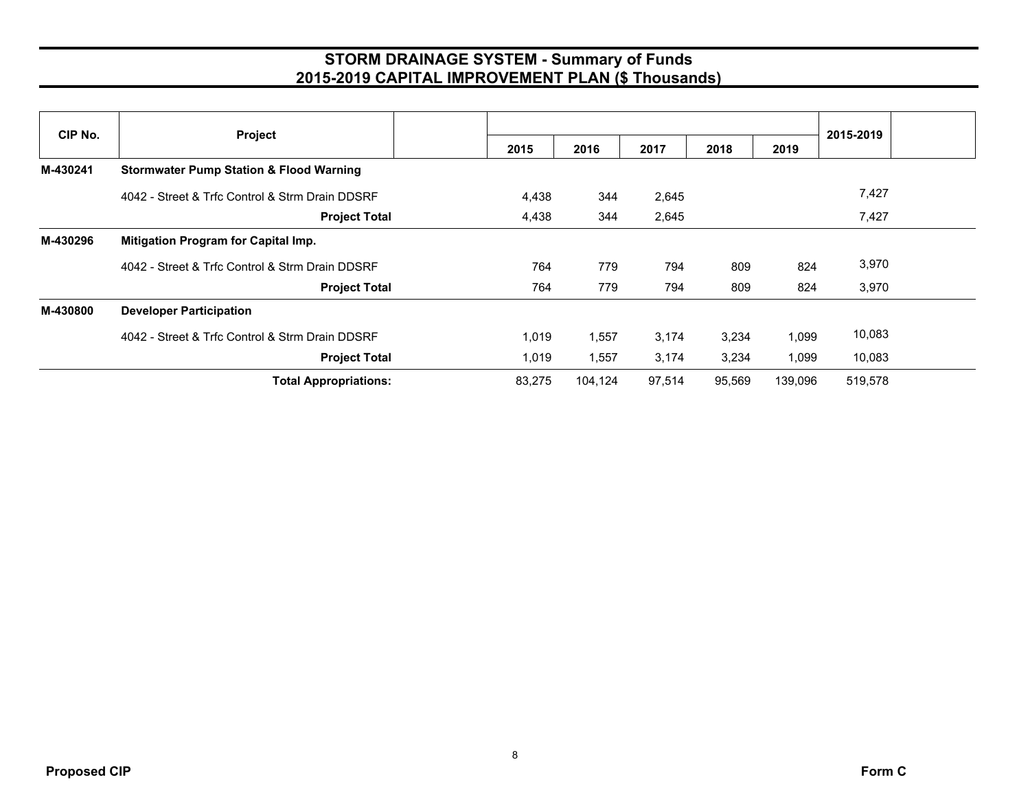## STORM DRAINAGE SYSTEM - Summary of Funds
## 2015-2019 CAPITAL IMPROVEMENT PLAN ($ Thousands)

| CIP No. | Project | 2015 | 2016 | 2017 | 2018 | 2019 | 2015-2019 |
|---|---|---|---|---|---|---|---|
| M-430241 | **Stormwater Pump Station & Flood Warning** | | | | | | |
| | 4042 - Street & Trfc Control & Strm Drain DDSRF | 4,438 | 344 | 2,645 | | | 7,427 |
| | **Project Total** | 4,438 | 344 | 2,645 | | | 7,427 |
| M-430296 | **Mitigation Program for Capital Imp.** | | | | | | |
| | 4042 - Street & Trfc Control & Strm Drain DDSRF | 764 | 779 | 794 | 809 | 824 | 3,970 |
| | **Project Total** | 764 | 779 | 794 | 809 | 824 | 3,970 |
| M-430800 | **Developer Participation** | | | | | | |
| | 4042 - Street & Trfc Control & Strm Drain DDSRF | 1,019 | 1,557 | 3,174 | 3,234 | 1,099 | 10,083 |
| | **Project Total** | 1,019 | 1,557 | 3,174 | 3,234 | 1,099 | 10,083 |
| | **Total Appropriations:** | 83,275 | 104,124 | 97,514 | 95,569 | 139,096 | 519,578 |

**Proposed CIP** **Form C**